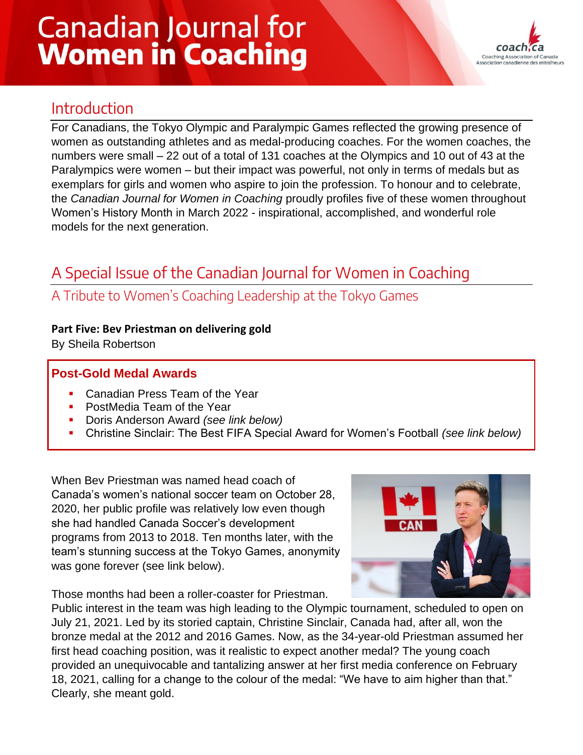# Canadian Journal for Women in Coaching

## Introduction

For Canadians, the Tokyo Olympic and Paralympic Games reflected the growing presence of women as outstanding athletes and as medal-producing coaches. For the women coaches, the numbers were small – 22 out of a total of 131 coaches at the Olympics and 10 out of 43 at the Paralympics were women – but their impact was powerful, not only in terms of medals but as exemplars for girls and women who aspire to join the profession. To honour and to celebrate, the *Canadian Journal for Women in Coaching* proudly profiles five of these women throughout Women's History Month in March 2022 - inspirational, accomplished, and wonderful role models for the next generation.

## A Special Issue of the Canadian Journal for Women in Coaching

### A Tribute to Women's Coaching Leadership at the Tokyo Games

**Part Five: Bev Priestman on delivering gold**

By Sheila Robertson

**Post-Gold Medal Awards**

- Canadian Press Team of the Year
- PostMedia Team of the Year
- Doris Anderson Award *(see link below)*
- Christine Sinclair: The Best FIFA Special Award for Women's Football *(see link below)*

When Bev Priestman was named head coach of Canada's women's national soccer team on October 28, 2020, her public profile was relatively low even though she had handled Canada Soccer's development programs from 2013 to 2018. Ten months later, with the team's stunning success at the Tokyo Games, anonymity was gone forever (see link below).

Those months had been a roller-coaster for Priestman. Public interest in the team was high leading to the Olympic tournament, scheduled to open on July 21, 2021. Led by its storied captain, Christine Sinclair, Canada had, after all, won the bronze medal at the 2012 and 2016 Games. Now, as the 34-year-old Priestman assumed her first head coaching position, was it realistic to expect another medal? The young coach provided an unequivocable and tantalizing answer at her first media conference on February 18, 2021, calling for a change to the colour of the medal: "We have to aim higher than that." Clearly, she meant gold.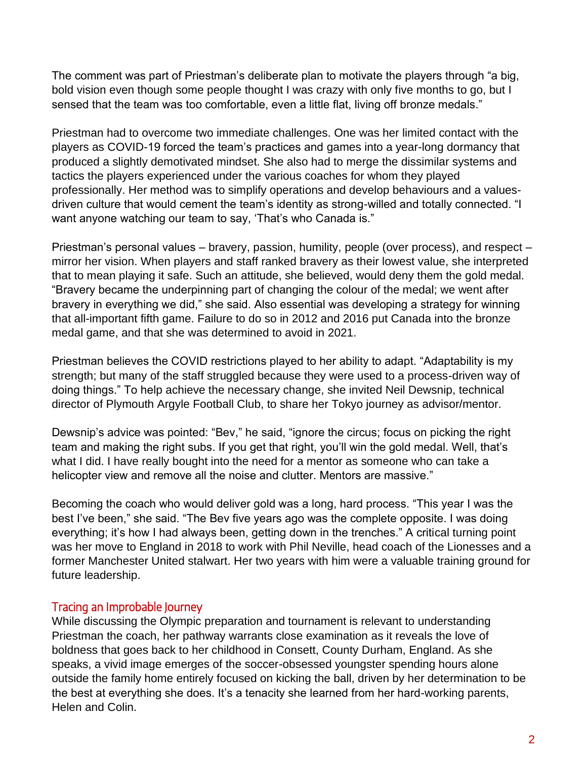The comment was part of Priestman's deliberate plan to motivate the players through "a big, bold vision even though some people thought I was crazy with only five months to go, but I sensed that the team was too comfortable, even a little flat, living off bronze medals."

Priestman had to overcome two immediate challenges. One was her limited contact with the players as COVID-19 forced the team's practices and games into a year-long dormancy that produced a slightly demotivated mindset. She also had to merge the dissimilar systems and tactics the players experienced under the various coaches for whom they played professionally. Her method was to simplify operations and develop behaviours and a values-driven culture that would cement the team's identity as strong-willed and totally connected. "I want anyone watching our team to say, 'That's who Canada is."

Priestman's personal values – bravery, passion, humility, people (over process), and respect – mirror her vision. When players and staff ranked bravery as their lowest value, she interpreted that to mean playing it safe. Such an attitude, she believed, would deny them the gold medal. "Bravery became the underpinning part of changing the colour of the medal; we went after bravery in everything we did," she said. Also essential was developing a strategy for winning that all-important fifth game. Failure to do so in 2012 and 2016 put Canada into the bronze medal game, and that she was determined to avoid in 2021.

Priestman believes the COVID restrictions played to her ability to adapt. "Adaptability is my strength; but many of the staff struggled because they were used to a process-driven way of doing things." To help achieve the necessary change, she invited Neil Dewsnip, technical director of Plymouth Argyle Football Club, to share her Tokyo journey as advisor/mentor.

Dewsnip's advice was pointed: "Bev," he said, "ignore the circus; focus on picking the right team and making the right subs. If you get that right, you'll win the gold medal. Well, that's what I did. I have really bought into the need for a mentor as someone who can take a helicopter view and remove all the noise and clutter. Mentors are massive."

Becoming the coach who would deliver gold was a long, hard process. "This year I was the best I've been," she said. "The Bev five years ago was the complete opposite. I was doing everything; it's how I had always been, getting down in the trenches." A critical turning point was her move to England in 2018 to work with Phil Neville, head coach of the Lionesses and a former Manchester United stalwart. Her two years with him were a valuable training ground for future leadership.

## Tracing an Improbable Journey

While discussing the Olympic preparation and tournament is relevant to understanding Priestman the coach, her pathway warrants close examination as it reveals the love of boldness that goes back to her childhood in Consett, County Durham, England. As she speaks, a vivid image emerges of the soccer-obsessed youngster spending hours alone outside the family home entirely focused on kicking the ball, driven by her determination to be the best at everything she does. It's a tenacity she learned from her hard-working parents, Helen and Colin.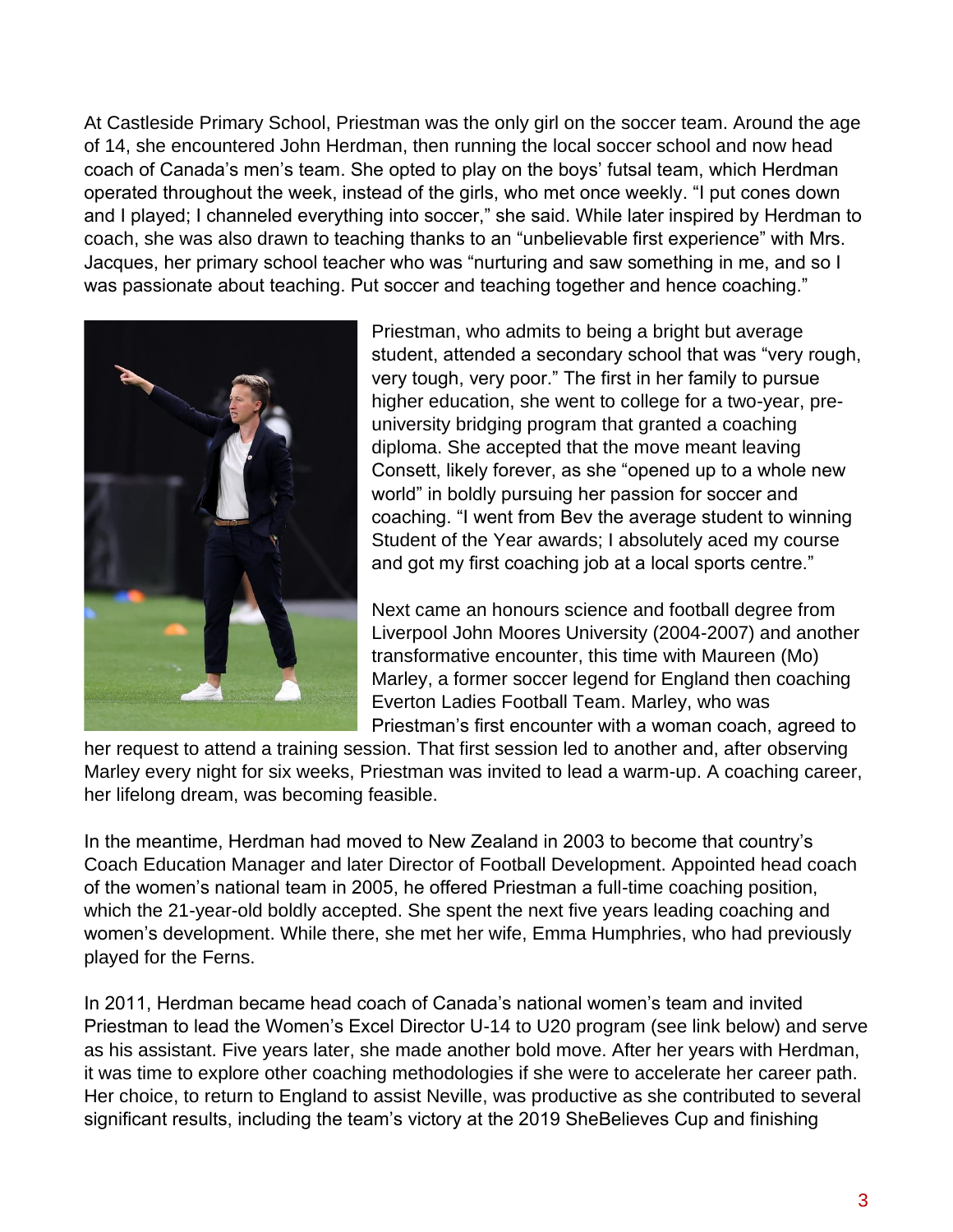At Castleside Primary School, Priestman was the only girl on the soccer team. Around the age of 14, she encountered John Herdman, then running the local soccer school and now head coach of Canada's men's team. She opted to play on the boys' futsal team, which Herdman operated throughout the week, instead of the girls, who met once weekly. "I put cones down and I played; I channeled everything into soccer," she said. While later inspired by Herdman to coach, she was also drawn to teaching thanks to an "unbelievable first experience" with Mrs. Jacques, her primary school teacher who was "nurturing and saw something in me, and so I was passionate about teaching. Put soccer and teaching together and hence coaching."

Priestman, who admits to being a bright but average student, attended a secondary school that was "very rough, very tough, very poor." The first in her family to pursue higher education, she went to college for a two-year, pre-university bridging program that granted a coaching diploma. She accepted that the move meant leaving Consett, likely forever, as she "opened up to a whole new world" in boldly pursuing her passion for soccer and coaching. "I went from Bev the average student to winning Student of the Year awards; I absolutely aced my course and got my first coaching job at a local sports centre."

Next came an honours science and football degree from Liverpool John Moores University (2004-2007) and another transformative encounter, this time with Maureen (Mo) Marley, a former soccer legend for England then coaching Everton Ladies Football Team. Marley, who was Priestman's first encounter with a woman coach, agreed to her request to attend a training session. That first session led to another and, after observing Marley every night for six weeks, Priestman was invited to lead a warm-up. A coaching career, her lifelong dream, was becoming feasible.

In the meantime, Herdman had moved to New Zealand in 2003 to become that country's Coach Education Manager and later Director of Football Development. Appointed head coach of the women's national team in 2005, he offered Priestman a full-time coaching position, which the 21-year-old boldly accepted. She spent the next five years leading coaching and women's development. While there, she met her wife, Emma Humphries, who had previously played for the Ferns.

In 2011, Herdman became head coach of Canada's national women's team and invited Priestman to lead the Women's Excel Director U-14 to U20 program (see link below) and serve as his assistant. Five years later, she made another bold move. After her years with Herdman, it was time to explore other coaching methodologies if she were to accelerate her career path. Her choice, to return to England to assist Neville, was productive as she contributed to several significant results, including the team's victory at the 2019 SheBelieves Cup and finishing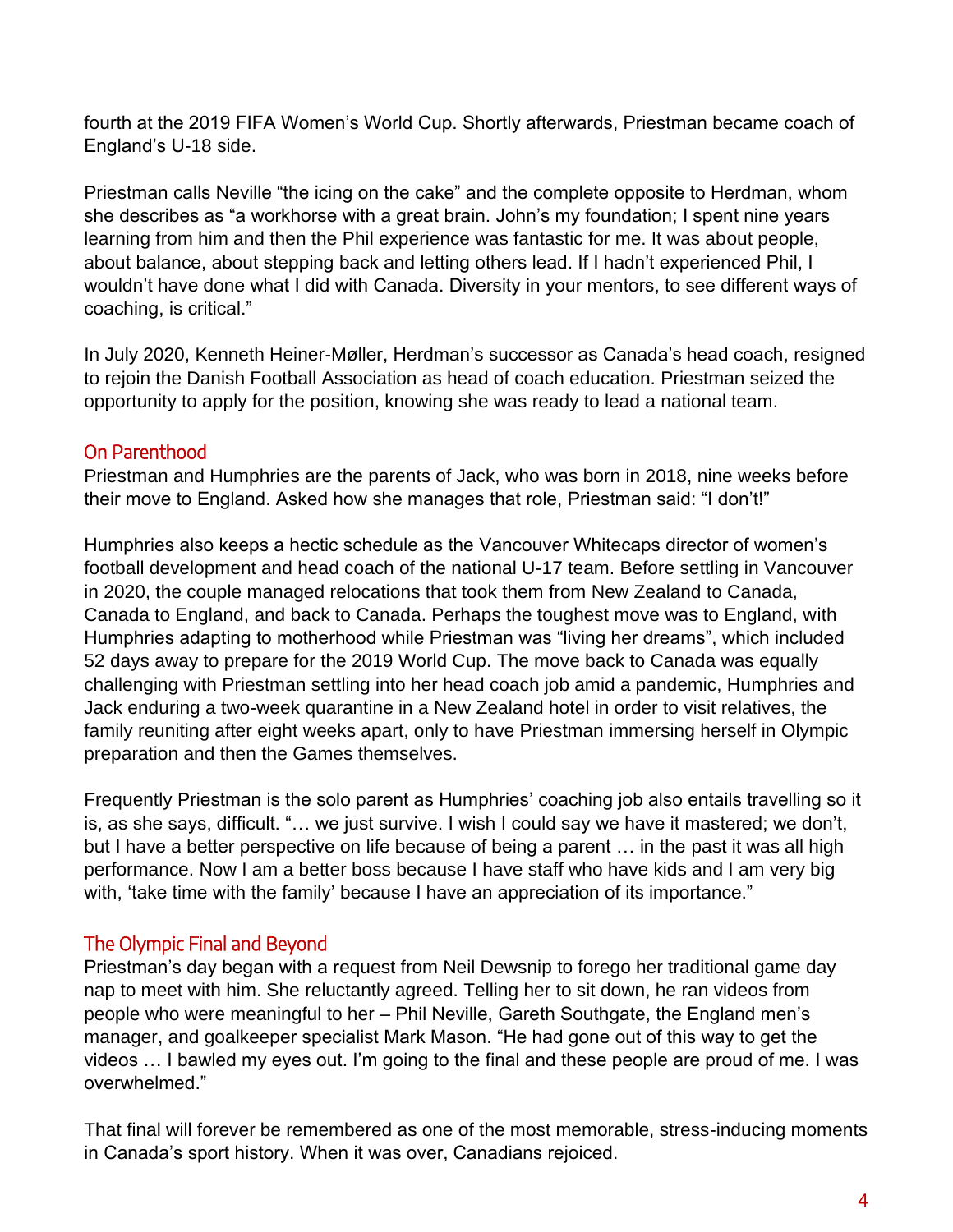fourth at the 2019 FIFA Women's World Cup. Shortly afterwards, Priestman became coach of England's U-18 side.

Priestman calls Neville "the icing on the cake" and the complete opposite to Herdman, whom she describes as "a workhorse with a great brain. John's my foundation; I spent nine years learning from him and then the Phil experience was fantastic for me. It was about people, about balance, about stepping back and letting others lead. If I hadn't experienced Phil, I wouldn't have done what I did with Canada. Diversity in your mentors, to see different ways of coaching, is critical."

In July 2020, Kenneth Heiner-Møller, Herdman's successor as Canada's head coach, resigned to rejoin the Danish Football Association as head of coach education. Priestman seized the opportunity to apply for the position, knowing she was ready to lead a national team.

## On Parenthood

Priestman and Humphries are the parents of Jack, who was born in 2018, nine weeks before their move to England. Asked how she manages that role, Priestman said: "I don't!"

Humphries also keeps a hectic schedule as the Vancouver Whitecaps director of women's football development and head coach of the national U-17 team. Before settling in Vancouver in 2020, the couple managed relocations that took them from New Zealand to Canada, Canada to England, and back to Canada. Perhaps the toughest move was to England, with Humphries adapting to motherhood while Priestman was "living her dreams", which included 52 days away to prepare for the 2019 World Cup. The move back to Canada was equally challenging with Priestman settling into her head coach job amid a pandemic, Humphries and Jack enduring a two-week quarantine in a New Zealand hotel in order to visit relatives, the family reuniting after eight weeks apart, only to have Priestman immersing herself in Olympic preparation and then the Games themselves.

Frequently Priestman is the solo parent as Humphries' coaching job also entails travelling so it is, as she says, difficult. "… we just survive. I wish I could say we have it mastered; we don't, but I have a better perspective on life because of being a parent … in the past it was all high performance. Now I am a better boss because I have staff who have kids and I am very big with, 'take time with the family' because I have an appreciation of its importance."

## The Olympic Final and Beyond

Priestman's day began with a request from Neil Dewsnip to forego her traditional game day nap to meet with him. She reluctantly agreed. Telling her to sit down, he ran videos from people who were meaningful to her – Phil Neville, Gareth Southgate, the England men's manager, and goalkeeper specialist Mark Mason. "He had gone out of this way to get the videos … I bawled my eyes out. I'm going to the final and these people are proud of me. I was overwhelmed."

That final will forever be remembered as one of the most memorable, stress-inducing moments in Canada's sport history. When it was over, Canadians rejoiced.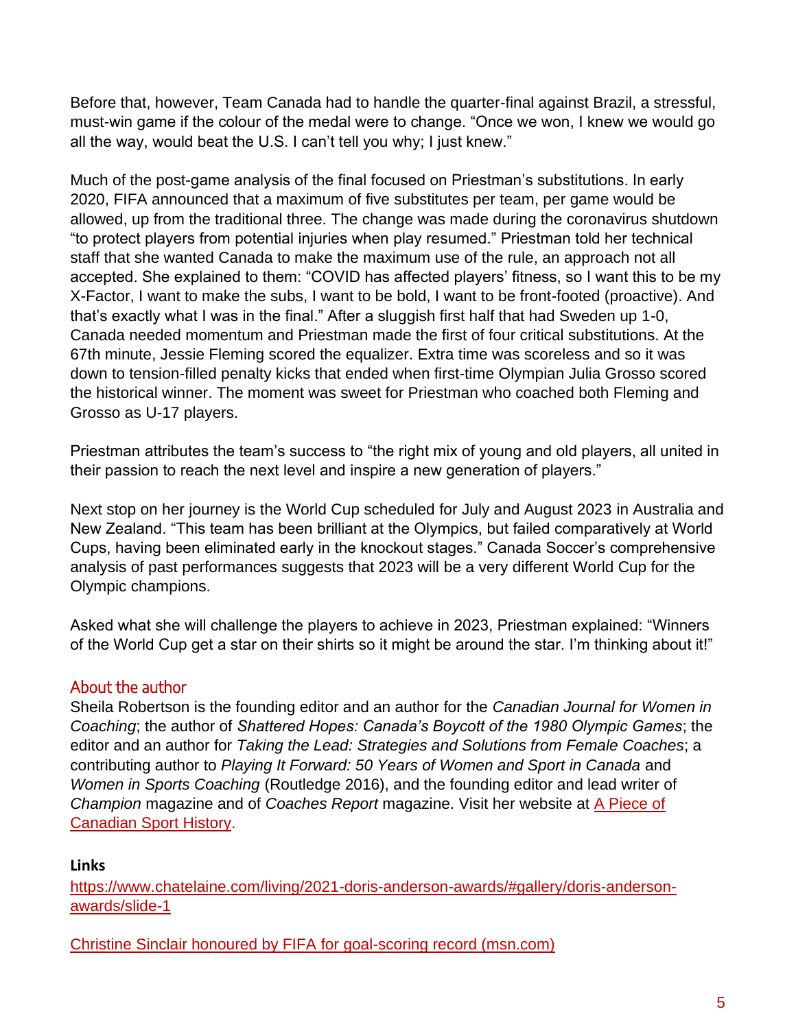Before that, however, Team Canada had to handle the quarter-final against Brazil, a stressful, must-win game if the colour of the medal were to change. "Once we won, I knew we would go all the way, would beat the U.S. I can't tell you why; I just knew."

Much of the post-game analysis of the final focused on Priestman's substitutions. In early 2020, FIFA announced that a maximum of five substitutes per team, per game would be allowed, up from the traditional three. The change was made during the coronavirus shutdown "to protect players from potential injuries when play resumed." Priestman told her technical staff that she wanted Canada to make the maximum use of the rule, an approach not all accepted. She explained to them: "COVID has affected players' fitness, so I want this to be my X-Factor, I want to make the subs, I want to be bold, I want to be front-footed (proactive). And that's exactly what I was in the final." After a sluggish first half that had Sweden up 1-0, Canada needed momentum and Priestman made the first of four critical substitutions. At the 67th minute, Jessie Fleming scored the equalizer. Extra time was scoreless and so it was down to tension-filled penalty kicks that ended when first-time Olympian Julia Grosso scored the historical winner. The moment was sweet for Priestman who coached both Fleming and Grosso as U-17 players.

Priestman attributes the team's success to "the right mix of young and old players, all united in their passion to reach the next level and inspire a new generation of players."

Next stop on her journey is the World Cup scheduled for July and August 2023 in Australia and New Zealand. "This team has been brilliant at the Olympics, but failed comparatively at World Cups, having been eliminated early in the knockout stages." Canada Soccer's comprehensive analysis of past performances suggests that 2023 will be a very different World Cup for the Olympic champions.

Asked what she will challenge the players to achieve in 2023, Priestman explained: "Winners of the World Cup get a star on their shirts so it might be around the star. I'm thinking about it!"

## About the author

Sheila Robertson is the founding editor and an author for the *Canadian Journal for Women in Coaching*; the author of *Shattered Hopes: Canada's Boycott of the 1980 Olympic Games*; the editor and an author for *Taking the Lead: Strategies and Solutions from Female Coaches*; a contributing author to *Playing It Forward: 50 Years of Women and Sport in Canada* and *Women in Sports Coaching* (Routledge 2016), and the founding editor and lead writer of *Champion* magazine and of *Coaches Report* magazine. Visit her website at [A Piece of Canadian Sport History](A Piece of Canadian Sport History).

**Links**

https://www.chatelaine.com/living/2021-doris-anderson-awards/#gallery/doris-anderson-awards/slide-1

Christine Sinclair honoured by FIFA for goal-scoring record (msn.com)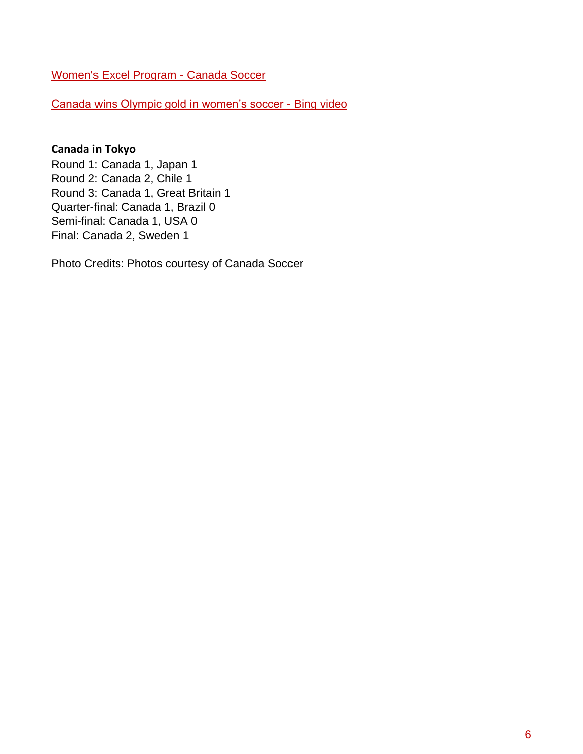Women's Excel Program - Canada Soccer

Canada wins Olympic gold in women's soccer - Bing video

**Canada in Tokyo**

Round 1: Canada 1, Japan 1
Round 2: Canada 2, Chile 1
Round 3: Canada 1, Great Britain 1
Quarter-final: Canada 1, Brazil 0
Semi-final: Canada 1, USA 0
Final: Canada 2, Sweden 1

Photo Credits: Photos courtesy of Canada Soccer